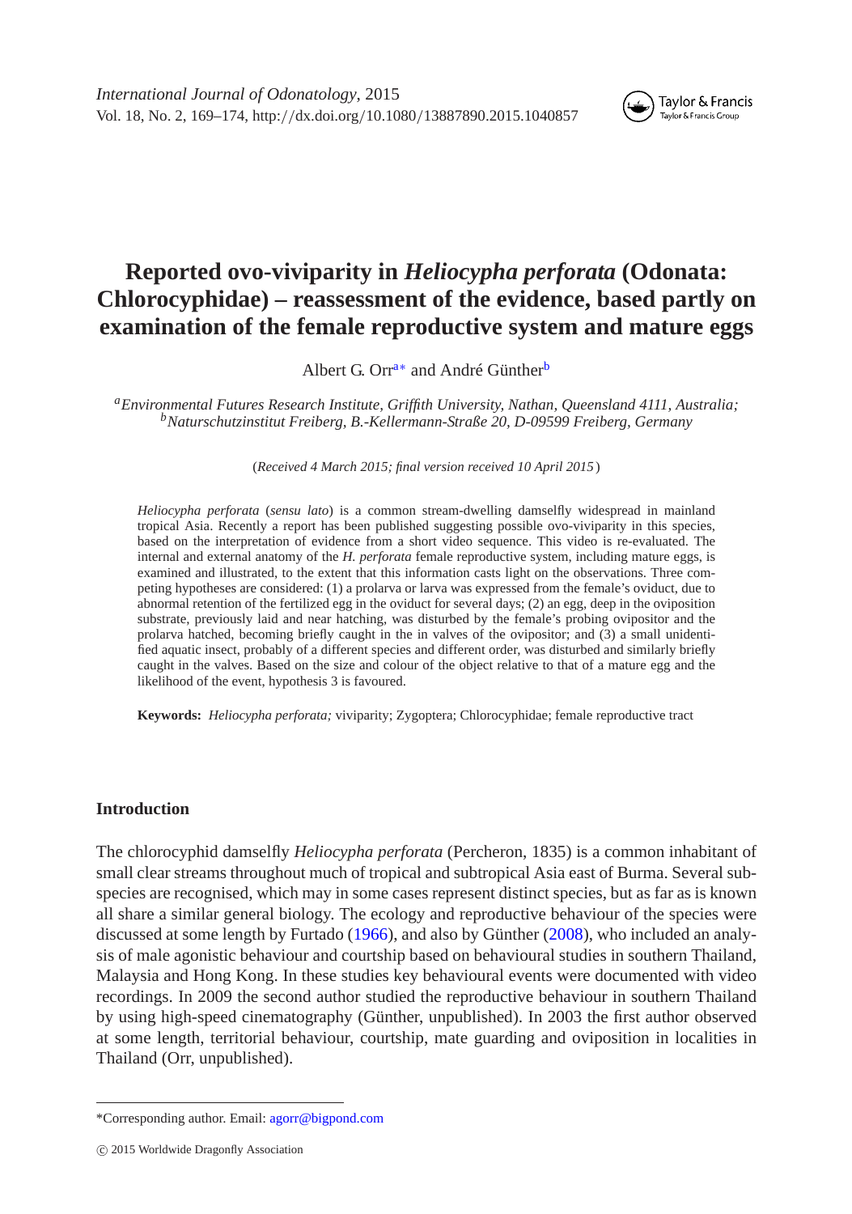# Reported ovo-viviparity in *Heliocypha perforata* (Odonata: Chlorocyphidae) – reassessment of the evidence, based partly on examination of the female reproductive system and mature eggs

Albert G. Orr[a*] and André Günther[b]

[a]*Environmental Futures Research Institute, Griffith University, Nathan, Queensland 4111, Australia;* [b]*Naturschutzinstitut Freiberg, B.-Kellermann-Straße 20, D-09599 Freiberg, Germany*

(*Received 4 March 2015; final version received 10 April 2015*)

*Heliocypha perforata* (*sensu lato*) is a common stream-dwelling damselfly widespread in mainland tropical Asia. Recently a report has been published suggesting possible ovo-viviparity in this species, based on the interpretation of evidence from a short video sequence. This video is re-evaluated. The internal and external anatomy of the *H. perforata* female reproductive system, including mature eggs, is examined and illustrated, to the extent that this information casts light on the observations. Three competing hypotheses are considered: (1) a prolarva or larva was expressed from the female's oviduct, due to abnormal retention of the fertilized egg in the oviduct for several days; (2) an egg, deep in the oviposition substrate, previously laid and near hatching, was disturbed by the female's probing ovipositor and the prolarva hatched, becoming briefly caught in the valves of the ovipositor; and (3) a small unidentified aquatic insect, probably of a different species and different order, was disturbed and similarly briefly caught in the valves. Based on the size and colour of the object relative to that of a mature egg and the likelihood of the event, hypothesis 3 is favoured.

**Keywords:** *Heliocypha perforata;* viviparity; Zygoptera; Chlorocyphidae; female reproductive tract

## Introduction

The chlorocyphid damselfly *Heliocypha perforata* (Percheron, 1835) is a common inhabitant of small clear streams throughout much of tropical and subtropical Asia east of Burma. Several subspecies are recognised, which may in some cases represent distinct species, but as far as is known all share a similar general biology. The ecology and reproductive behaviour of the species were discussed at some length by Furtado (1966), and also by Günther (2008), who included an analysis of male agonistic behaviour and courtship based on behavioural studies in southern Thailand, Malaysia and Hong Kong. In these studies key behavioural events were documented with video recordings. In 2009 the second author studied the reproductive behaviour in southern Thailand by using high-speed cinematography (Günther, unpublished). In 2003 the first author observed at some length, territorial behaviour, courtship, mate guarding and oviposition in localities in Thailand (Orr, unpublished).

*Corresponding author. Email: agorr@bigpond.com

© 2015 Worldwide Dragonfly Association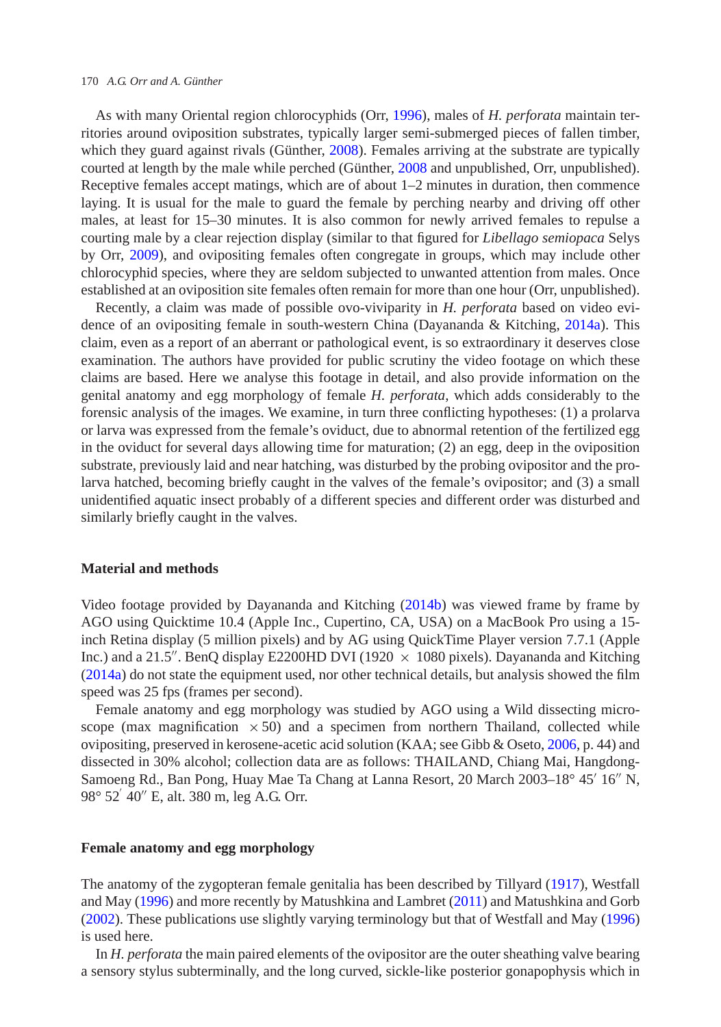As with many Oriental region chlorocyphids (Orr, 1996), males of *H. perforata* maintain territories around oviposition substrates, typically larger semi-submerged pieces of fallen timber, which they guard against rivals (Günther, 2008). Females arriving at the substrate are typically courted at length by the male while perched (Günther, 2008 and unpublished, Orr, unpublished). Receptive females accept matings, which are of about 1–2 minutes in duration, then commence laying. It is usual for the male to guard the female by perching nearby and driving off other males, at least for 15–30 minutes. It is also common for newly arrived females to repulse a courting male by a clear rejection display (similar to that figured for *Libellago semiopaca* Selys by Orr, 2009), and ovipositing females often congregate in groups, which may include other chlorocyphid species, where they are seldom subjected to unwanted attention from males. Once established at an oviposition site females often remain for more than one hour (Orr, unpublished).

Recently, a claim was made of possible ovo-viviparity in *H. perforata* based on video evidence of an ovipositing female in south-western China (Dayananda & Kitching, 2014a). This claim, even as a report of an aberrant or pathological event, is so extraordinary it deserves close examination. The authors have provided for public scrutiny the video footage on which these claims are based. Here we analyse this footage in detail, and also provide information on the genital anatomy and egg morphology of female *H. perforata*, which adds considerably to the forensic analysis of the images. We examine, in turn three conflicting hypotheses: (1) a prolarva or larva was expressed from the female's oviduct, due to abnormal retention of the fertilized egg in the oviduct for several days allowing time for maturation; (2) an egg, deep in the oviposition substrate, previously laid and near hatching, was disturbed by the probing ovipositor and the prolarva hatched, becoming briefly caught in the valves of the female's ovipositor; and (3) a small unidentified aquatic insect probably of a different species and different order was disturbed and similarly briefly caught in the valves.

## Material and methods

Video footage provided by Dayananda and Kitching (2014b) was viewed frame by frame by AGO using Quicktime 10.4 (Apple Inc., Cupertino, CA, USA) on a MacBook Pro using a 15-inch Retina display (5 million pixels) and by AG using QuickTime Player version 7.7.1 (Apple Inc.) and a 21.5″. BenQ display E2200HD DVI (1920 $\times$ 1080 pixels). Dayananda and Kitching (2014a) do not state the equipment used, nor other technical details, but analysis showed the film speed was 25 fps (frames per second).

Female anatomy and egg morphology was studied by AGO using a Wild dissecting microscope (max magnification $\times$50) and a specimen from northern Thailand, collected while ovipositing, preserved in kerosene-acetic acid solution (KAA; see Gibb & Oseto, 2006, p. 44) and dissected in 30% alcohol; collection data are as follows: THAILAND, Chiang Mai, Hangdong-Samoeng Rd., Ban Pong, Huay Mae Ta Chang at Lanna Resort, 20 March 2003–18° 45′ 16″ N, 98° 52′ 40″ E, alt. 380 m, leg A.G. Orr.

## Female anatomy and egg morphology

The anatomy of the zygopteran female genitalia has been described by Tillyard (1917), Westfall and May (1996) and more recently by Matushkina and Lambret (2011) and Matushkina and Gorb (2002). These publications use slightly varying terminology but that of Westfall and May (1996) is used here.

In *H. perforata* the main paired elements of the ovipositor are the outer sheathing valve bearing a sensory stylus subterminally, and the long curved, sickle-like posterior gonapophysis which in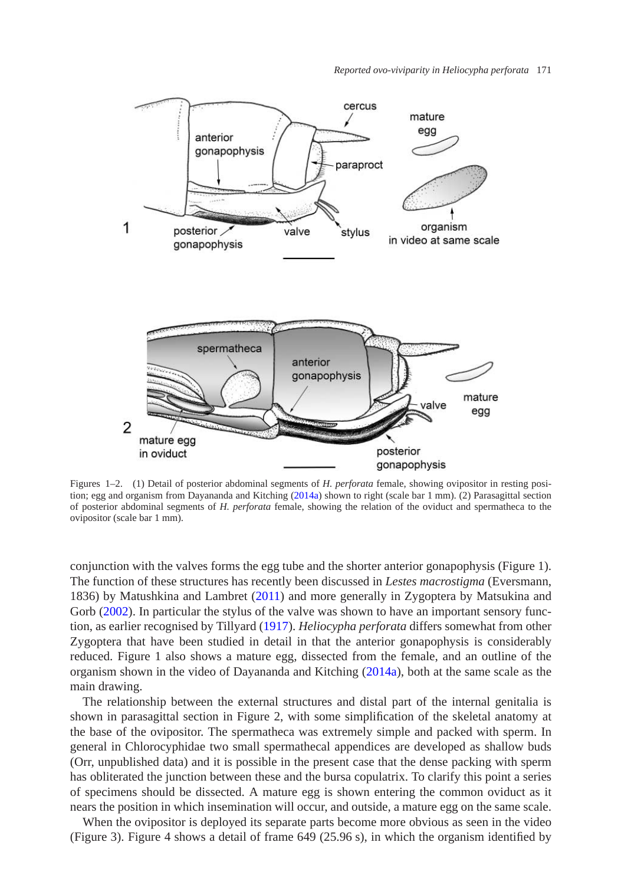Figures 1–2. (1) Detail of posterior abdominal segments of *H. perforata* female, showing ovipositor in resting position; egg and organism from Dayananda and Kitching (2014a) shown to right (scale bar 1 mm). (2) Parasagittal section of posterior abdominal segments of *H. perforata* female, showing the relation of the oviduct and spermatheca to the ovipositor (scale bar 1 mm).

conjunction with the valves forms the egg tube and the shorter anterior gonapophysis (Figure 1). The function of these structures has recently been discussed in *Lestes macrostigma* (Eversmann, 1836) by Matushkina and Lambret (2011) and more generally in Zygoptera by Matsukina and Gorb (2002). In particular the stylus of the valve was shown to have an important sensory function, as earlier recognised by Tillyard (1917). *Heliocypha perforata* differs somewhat from other Zygoptera that have been studied in detail in that the anterior gonapophysis is considerably reduced. Figure 1 also shows a mature egg, dissected from the female, and an outline of the organism shown in the video of Dayananda and Kitching (2014a), both at the same scale as the main drawing.

The relationship between the external structures and distal part of the internal genitalia is shown in parasagittal section in Figure 2, with some simplification of the skeletal anatomy at the base of the ovipositor. The spermatheca was extremely simple and packed with sperm. In general in Chlorocyphidae two small spermathecal appendices are developed as shallow buds (Orr, unpublished data) and it is possible in the present case that the dense packing with sperm has obliterated the junction between these and the bursa copulatrix. To clarify this point a series of specimens should be dissected. A mature egg is shown entering the common oviduct as it nears the position in which insemination will occur, and outside, a mature egg on the same scale.

When the ovipositor is deployed its separate parts become more obvious as seen in the video (Figure 3). Figure 4 shows a detail of frame 649 (25.96 s), in which the organism identified by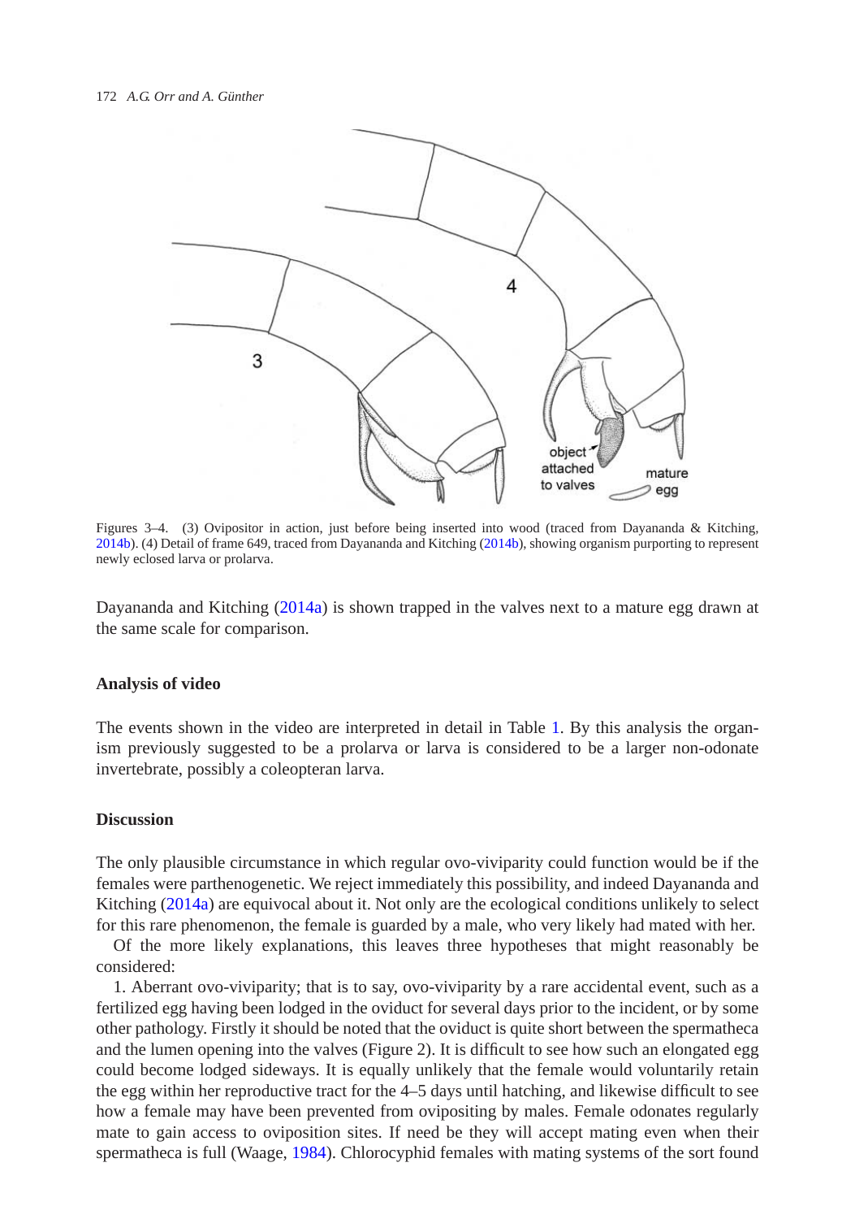Figures 3–4. (3) Ovipositor in action, just before being inserted into wood (traced from Dayananda & Kitching, 2014b). (4) Detail of frame 649, traced from Dayananda and Kitching (2014b), showing organism purporting to represent newly eclosed larva or prolarva.

Dayananda and Kitching (2014a) is shown trapped in the valves next to a mature egg drawn at the same scale for comparison.

## Analysis of video

The events shown in the video are interpreted in detail in Table 1. By this analysis the organism previously suggested to be a prolarva or larva is considered to be a larger non-odonate invertebrate, possibly a coleopteran larva.

## Discussion

The only plausible circumstance in which regular ovo-viviparity could function would be if the females were parthenogenetic. We reject immediately this possibility, and indeed Dayananda and Kitching (2014a) are equivocal about it. Not only are the ecological conditions unlikely to select for this rare phenomenon, the female is guarded by a male, who very likely had mated with her.

Of the more likely explanations, this leaves three hypotheses that might reasonably be considered:

1. Aberrant ovo-viviparity; that is to say, ovo-viviparity by a rare accidental event, such as a fertilized egg having been lodged in the oviduct for several days prior to the incident, or by some other pathology. Firstly it should be noted that the oviduct is quite short between the spermatheca and the lumen opening into the valves (Figure 2). It is difficult to see how such an elongated egg could become lodged sideways. It is equally unlikely that the female would voluntarily retain the egg within her reproductive tract for the 4–5 days until hatching, and likewise difficult to see how a female may have been prevented from ovipositing by males. Female odonates regularly mate to gain access to oviposition sites. If need be they will accept mating even when their spermatheca is full (Waage, 1984). Chlorocyphid females with mating systems of the sort found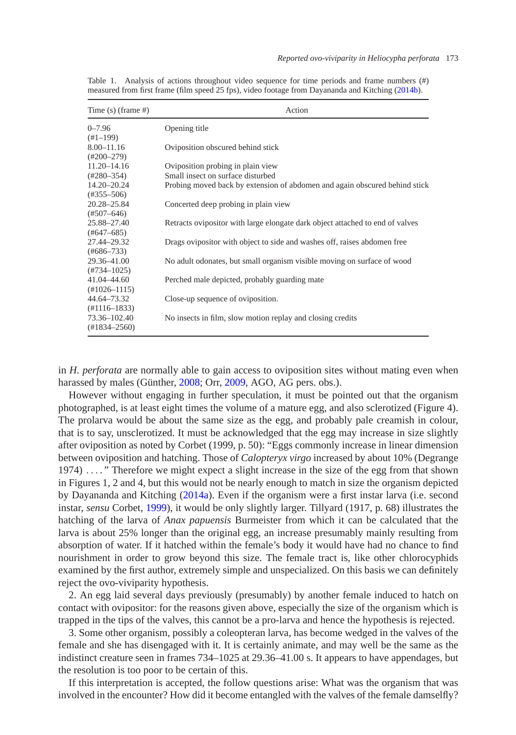Table 1. Analysis of actions throughout video sequence for time periods and frame numbers (#) measured from first frame (film speed 25 fps), video footage from Dayananda and Kitching (2014b).

| Time (s) (frame #) | Action |
|---|---|
| 0–7.96 (#1–199) | Opening title |
| 8.00–11.16 (#200–279) | Oviposition obscured behind stick |
| 11.20–14.16 (#280–354) | Oviposition probing in plain view<br>Small insect on surface disturbed |
| 14.20–20.24 (#355–506) | Probing moved back by extension of abdomen and again obscured behind stick |
| 20.28–25.84 (#507–646) | Concerted deep probing in plain view |
| 25.88–27.40 (#647–685) | Retracts ovipositor with large elongate dark object attached to end of valves |
| 27.44–29.32 (#686–733) | Drags ovipositor with object to side and washes off, raises abdomen free |
| 29.36–41.00 (#734–1025) | No adult odonates, but small organism visible moving on surface of wood |
| 41.04–44.60 (#1026–1115) | Perched male depicted, probably guarding mate |
| 44.64–73.32 (#1116–1833) | Close-up sequence of oviposition. |
| 73.36–102.40 (#1834–2560) | No insects in film, slow motion replay and closing credits |

in *H. perforata* are normally able to gain access to oviposition sites without mating even when harassed by males (Günther, 2008; Orr, 2009, AGO, AG pers. obs.).

However without engaging in further speculation, it must be pointed out that the organism photographed, is at least eight times the volume of a mature egg, and also sclerotized (Figure 4). The prolarva would be about the same size as the egg, and probably pale creamish in colour, that is to say, unsclerotized. It must be acknowledged that the egg may increase in size slightly after oviposition as noted by Corbet (1999, p. 50): "Eggs commonly increase in linear dimension between oviposition and hatching. Those of *Calopteryx virgo* increased by about 10% (Degrange 1974) . . . ." Therefore we might expect a slight increase in the size of the egg from that shown in Figures 1, 2 and 4, but this would not be nearly enough to match in size the organism depicted by Dayananda and Kitching (2014a). Even if the organism were a first instar larva (i.e. second instar, *sensu* Corbet, 1999), it would be only slightly larger. Tillyard (1917, p. 68) illustrates the hatching of the larva of *Anax papuensis* Burmeister from which it can be calculated that the larva is about 25% longer than the original egg, an increase presumably mainly resulting from absorption of water. If it hatched within the female's body it would have had no chance to find nourishment in order to grow beyond this size. The female tract is, like other chlorocyphids examined by the first author, extremely simple and unspecialized. On this basis we can definitely reject the ovo-viviparity hypothesis.

2. An egg laid several days previously (presumably) by another female induced to hatch on contact with ovipositor: for the reasons given above, especially the size of the organism which is trapped in the tips of the valves, this cannot be a pro-larva and hence the hypothesis is rejected.

3. Some other organism, possibly a coleopteran larva, has become wedged in the valves of the female and she has disengaged with it. It is certainly animate, and may well be the same as the indistinct creature seen in frames 734–1025 at 29.36–41.00 s. It appears to have appendages, but the resolution is too poor to be certain of this.

If this interpretation is accepted, the follow questions arise: What was the organism that was involved in the encounter? How did it become entangled with the valves of the female damselfly?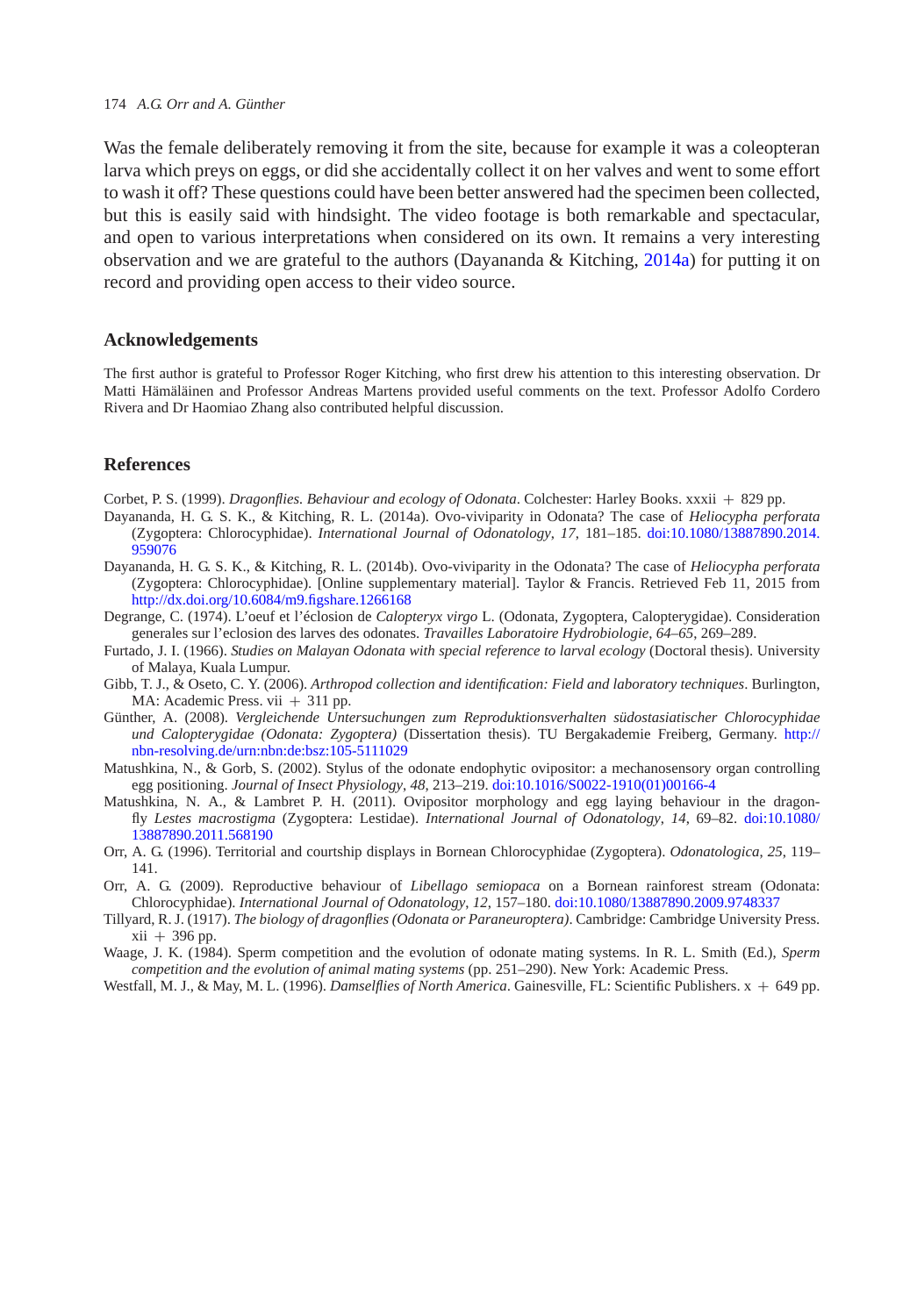Was the female deliberately removing it from the site, because for example it was a coleopteran larva which preys on eggs, or did she accidentally collect it on her valves and went to some effort to wash it off? These questions could have been better answered had the specimen been collected, but this is easily said with hindsight. The video footage is both remarkable and spectacular, and open to various interpretations when considered on its own. It remains a very interesting observation and we are grateful to the authors (Dayananda & Kitching, 2014a) for putting it on record and providing open access to their video source.

## Acknowledgements

The first author is grateful to Professor Roger Kitching, who first drew his attention to this interesting observation. Dr Matti Hämäläinen and Professor Andreas Martens provided useful comments on the text. Professor Adolfo Cordero Rivera and Dr Haomiao Zhang also contributed helpful discussion.

## References

Corbet, P. S. (1999). *Dragonflies. Behaviour and ecology of Odonata*. Colchester: Harley Books. xxxii + 829 pp.

Dayananda, H. G. S. K., & Kitching, R. L. (2014a). Ovo-viviparity in Odonata? The case of *Heliocypha perforata* (Zygoptera: Chlorocyphidae). *International Journal of Odonatology*, *17*, 181–185. doi:10.1080/13887890.2014.959076

Dayananda, H. G. S. K., & Kitching, R. L. (2014b). Ovo-viviparity in the Odonata? The case of *Heliocypha perforata* (Zygoptera: Chlorocyphidae). [Online supplementary material]. Taylor & Francis. Retrieved Feb 11, 2015 from http://dx.doi.org/10.6084/m9.figshare.1266168

Degrange, C. (1974). L'oeuf et l'éclosion de *Calopteryx virgo* L. (Odonata, Zygoptera, Calopterygidae). Consideration generales sur l'eclosion des larves des odonates. *Travailles Laboratoire Hydrobiologie*, *64–65*, 269–289.

Furtado, J. I. (1966). *Studies on Malayan Odonata with special reference to larval ecology* (Doctoral thesis). University of Malaya, Kuala Lumpur.

Gibb, T. J., & Oseto, C. Y. (2006). *Arthropod collection and identification: Field and laboratory techniques*. Burlington, MA: Academic Press. vii + 311 pp.

Günther, A. (2008). *Vergleichende Untersuchungen zum Reproduktionsverhalten südostasiatischer Chlorocyphidae und Calopterygidae (Odonata: Zygoptera)* (Dissertation thesis). TU Bergakademie Freiberg, Germany. http://nbn-resolving.de/urn:nbn:de:bsz:105-5111029

Matushkina, N., & Gorb, S. (2002). Stylus of the odonate endophytic ovipositor: a mechanosensory organ controlling egg positioning. *Journal of Insect Physiology*, *48*, 213–219. doi:10.1016/S0022-1910(01)00166-4

Matushkina, N. A., & Lambret P. H. (2011). Ovipositor morphology and egg laying behaviour in the dragonfly *Lestes macrostigma* (Zygoptera: Lestidae). *International Journal of Odonatology*, *14*, 69–82. doi:10.1080/13887890.2011.568190

Orr, A. G. (1996). Territorial and courtship displays in Bornean Chlorocyphidae (Zygoptera). *Odonatologica*, *25*, 119–141.

Orr, A. G. (2009). Reproductive behaviour of *Libellago semiopaca* on a Bornean rainforest stream (Odonata: Chlorocyphidae). *International Journal of Odonatology*, *12*, 157–180. doi:10.1080/13887890.2009.9748337

Tillyard, R. J. (1917). *The biology of dragonflies (Odonata or Paraneuroptera)*. Cambridge: Cambridge University Press. xii + 396 pp.

Waage, J. K. (1984). Sperm competition and the evolution of odonate mating systems. In R. L. Smith (Ed.), *Sperm competition and the evolution of animal mating systems* (pp. 251–290). New York: Academic Press.

Westfall, M. J., & May, M. L. (1996). *Damselflies of North America*. Gainesville, FL: Scientific Publishers. x + 649 pp.